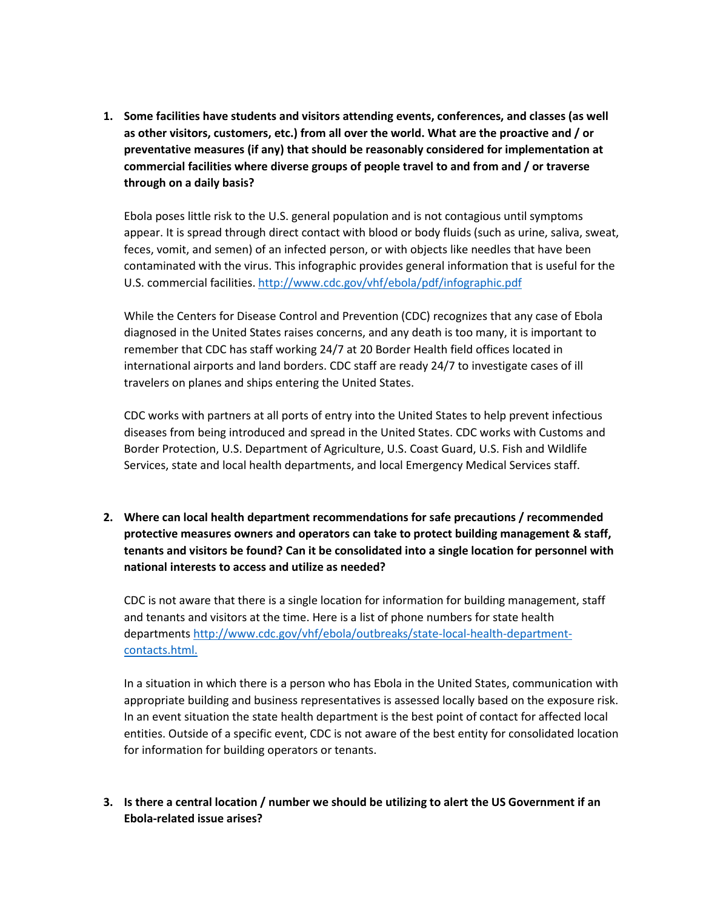1. **Some facilities have students and visitors attending events, conferences, and classes (as well as other visitors, customers, etc.) from all over the world. What are the proactive and / or preventative measures (if any) that should be reasonably considered for implementation at commercial facilities where diverse groups of people travel to and from and / or traverse through on a daily basis?**

   Ebola poses little risk to the U.S. general population and is not contagious until symptoms appear. It is spread through direct contact with blood or body fluids (such as urine, saliva, sweat, feces, vomit, and semen) of an infected person, or with objects like needles that have been contaminated with the virus. This infographic provides general information that is useful for the U.S. commercial facilities. http://www.cdc.gov/vhf/ebola/pdf/infographic.pdf

   While the Centers for Disease Control and Prevention (CDC) recognizes that any case of Ebola diagnosed in the United States raises concerns, and any death is too many, it is important to remember that CDC has staff working 24/7 at 20 Border Health field offices located in international airports and land borders. CDC staff are ready 24/7 to investigate cases of ill travelers on planes and ships entering the United States.

   CDC works with partners at all ports of entry into the United States to help prevent infectious diseases from being introduced and spread in the United States. CDC works with Customs and Border Protection, U.S. Department of Agriculture, U.S. Coast Guard, U.S. Fish and Wildlife Services, state and local health departments, and local Emergency Medical Services staff.

2. **Where can local health department recommendations for safe precautions / recommended protective measures owners and operators can take to protect building management & staff, tenants and visitors be found? Can it be consolidated into a single location for personnel with national interests to access and utilize as needed?**

   CDC is not aware that there is a single location for information for building management, staff and tenants and visitors at the time. Here is a list of phone numbers for state health departments http://www.cdc.gov/vhf/ebola/outbreaks/state-local-health-department-contacts.html.

   In a situation in which there is a person who has Ebola in the United States, communication with appropriate building and business representatives is assessed locally based on the exposure risk. In an event situation the state health department is the best point of contact for affected local entities. Outside of a specific event, CDC is not aware of the best entity for consolidated location for information for building operators or tenants.

3. **Is there a central location / number we should be utilizing to alert the US Government if an Ebola-related issue arises?**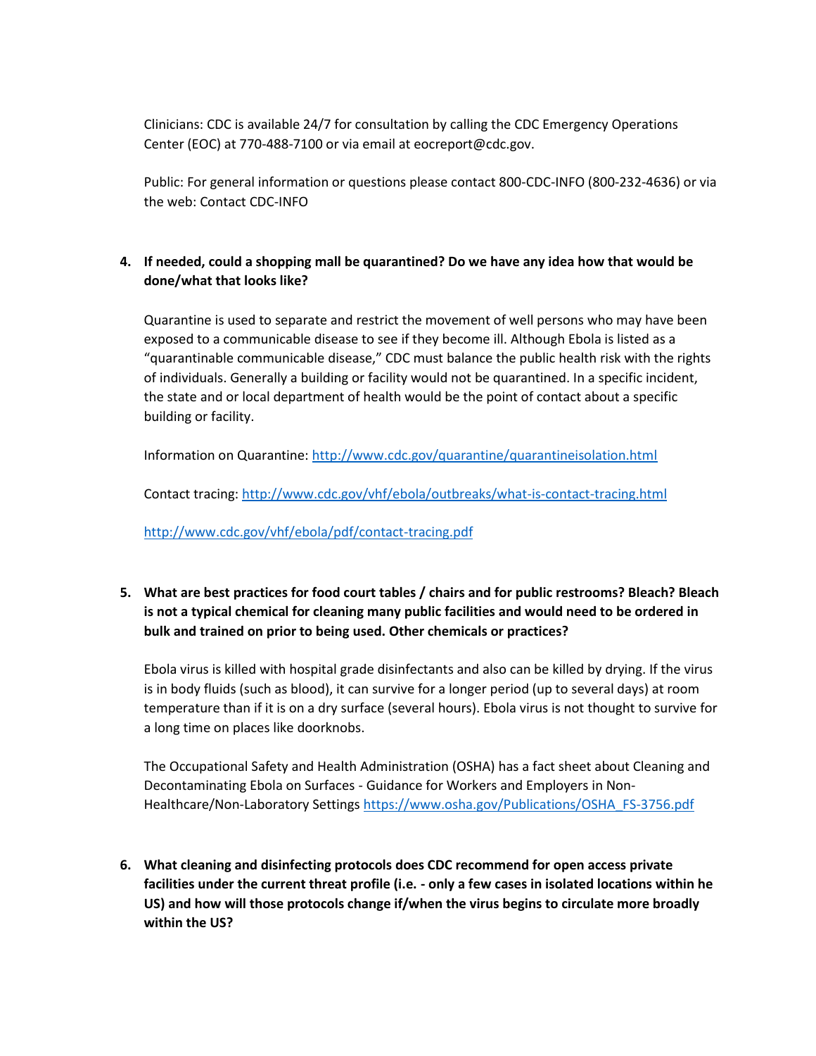Clinicians: CDC is available 24/7 for consultation by calling the CDC Emergency Operations Center (EOC) at 770-488-7100 or via email at eocreport@cdc.gov.

Public: For general information or questions please contact 800-CDC-INFO (800-232-4636) or via the web: Contact CDC-INFO

4. **If needed, could a shopping mall be quarantined? Do we have any idea how that would be done/what that looks like?**

   Quarantine is used to separate and restrict the movement of well persons who may have been exposed to a communicable disease to see if they become ill. Although Ebola is listed as a "quarantinable communicable disease," CDC must balance the public health risk with the rights of individuals. Generally a building or facility would not be quarantined. In a specific incident, the state and or local department of health would be the point of contact about a specific building or facility.

   Information on Quarantine: [http://www.cdc.gov/quarantine/quarantineisolation.html](http://www.cdc.gov/quarantine/quarantineisolation.html)

   Contact tracing: [http://www.cdc.gov/vhf/ebola/outbreaks/what-is-contact-tracing.html](http://www.cdc.gov/vhf/ebola/outbreaks/what-is-contact-tracing.html)

   [http://www.cdc.gov/vhf/ebola/pdf/contact-tracing.pdf](http://www.cdc.gov/vhf/ebola/pdf/contact-tracing.pdf)

5. **What are best practices for food court tables / chairs and for public restrooms? Bleach? Bleach is not a typical chemical for cleaning many public facilities and would need to be ordered in bulk and trained on prior to being used. Other chemicals or practices?**

   Ebola virus is killed with hospital grade disinfectants and also can be killed by drying. If the virus is in body fluids (such as blood), it can survive for a longer period (up to several days) at room temperature than if it is on a dry surface (several hours). Ebola virus is not thought to survive for a long time on places like doorknobs.

   The Occupational Safety and Health Administration (OSHA) has a fact sheet about Cleaning and Decontaminating Ebola on Surfaces - Guidance for Workers and Employers in Non-Healthcare/Non-Laboratory Settings [https://www.osha.gov/Publications/OSHA_FS-3756.pdf](https://www.osha.gov/Publications/OSHA_FS-3756.pdf)

6. **What cleaning and disinfecting protocols does CDC recommend for open access private facilities under the current threat profile (i.e. - only a few cases in isolated locations within he US) and how will those protocols change if/when the virus begins to circulate more broadly within the US?**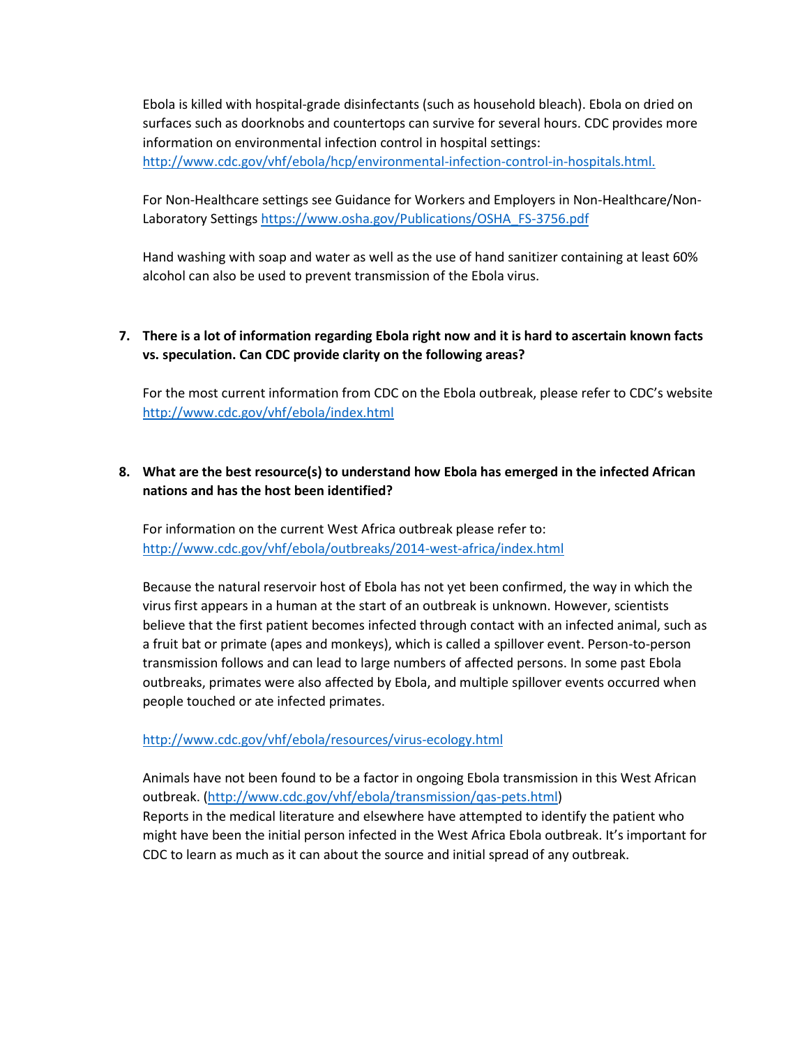Ebola is killed with hospital-grade disinfectants (such as household bleach). Ebola on dried on surfaces such as doorknobs and countertops can survive for several hours. CDC provides more information on environmental infection control in hospital settings: http://www.cdc.gov/vhf/ebola/hcp/environmental-infection-control-in-hospitals.html.

For Non-Healthcare settings see Guidance for Workers and Employers in Non-Healthcare/Non-Laboratory Settings https://www.osha.gov/Publications/OSHA_FS-3756.pdf

Hand washing with soap and water as well as the use of hand sanitizer containing at least 60% alcohol can also be used to prevent transmission of the Ebola virus.

7. **There is a lot of information regarding Ebola right now and it is hard to ascertain known facts vs. speculation. Can CDC provide clarity on the following areas?**

   For the most current information from CDC on the Ebola outbreak, please refer to CDC's website http://www.cdc.gov/vhf/ebola/index.html

8. **What are the best resource(s) to understand how Ebola has emerged in the infected African nations and has the host been identified?**

   For information on the current West Africa outbreak please refer to: http://www.cdc.gov/vhf/ebola/outbreaks/2014-west-africa/index.html

   Because the natural reservoir host of Ebola has not yet been confirmed, the way in which the virus first appears in a human at the start of an outbreak is unknown. However, scientists believe that the first patient becomes infected through contact with an infected animal, such as a fruit bat or primate (apes and monkeys), which is called a spillover event. Person-to-person transmission follows and can lead to large numbers of affected persons. In some past Ebola outbreaks, primates were also affected by Ebola, and multiple spillover events occurred when people touched or ate infected primates.

   http://www.cdc.gov/vhf/ebola/resources/virus-ecology.html

   Animals have not been found to be a factor in ongoing Ebola transmission in this West African outbreak. (http://www.cdc.gov/vhf/ebola/transmission/qas-pets.html)
   Reports in the medical literature and elsewhere have attempted to identify the patient who might have been the initial person infected in the West Africa Ebola outbreak. It's important for CDC to learn as much as it can about the source and initial spread of any outbreak.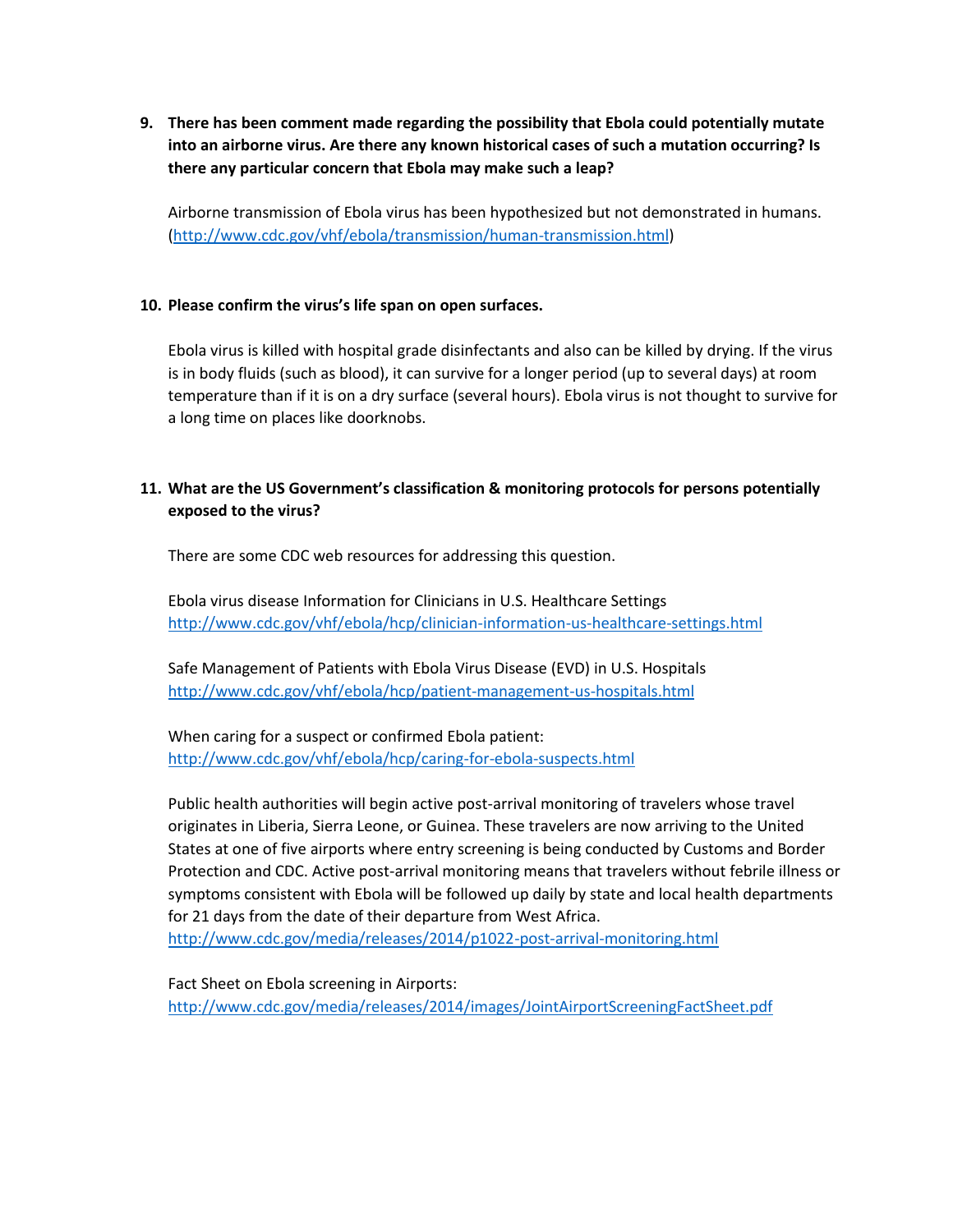9. **There has been comment made regarding the possibility that Ebola could potentially mutate into an airborne virus. Are there any known historical cases of such a mutation occurring? Is there any particular concern that Ebola may make such a leap?**

   Airborne transmission of Ebola virus has been hypothesized but not demonstrated in humans. (http://www.cdc.gov/vhf/ebola/transmission/human-transmission.html)

10. **Please confirm the virus's life span on open surfaces.**

    Ebola virus is killed with hospital grade disinfectants and also can be killed by drying. If the virus is in body fluids (such as blood), it can survive for a longer period (up to several days) at room temperature than if it is on a dry surface (several hours). Ebola virus is not thought to survive for a long time on places like doorknobs.

11. **What are the US Government's classification & monitoring protocols for persons potentially exposed to the virus?**

    There are some CDC web resources for addressing this question.

    Ebola virus disease Information for Clinicians in U.S. Healthcare Settings
    http://www.cdc.gov/vhf/ebola/hcp/clinician-information-us-healthcare-settings.html

    Safe Management of Patients with Ebola Virus Disease (EVD) in U.S. Hospitals
    http://www.cdc.gov/vhf/ebola/hcp/patient-management-us-hospitals.html

    When caring for a suspect or confirmed Ebola patient:
    http://www.cdc.gov/vhf/ebola/hcp/caring-for-ebola-suspects.html

    Public health authorities will begin active post-arrival monitoring of travelers whose travel originates in Liberia, Sierra Leone, or Guinea. These travelers are now arriving to the United States at one of five airports where entry screening is being conducted by Customs and Border Protection and CDC. Active post-arrival monitoring means that travelers without febrile illness or symptoms consistent with Ebola will be followed up daily by state and local health departments for 21 days from the date of their departure from West Africa.
    http://www.cdc.gov/media/releases/2014/p1022-post-arrival-monitoring.html

    Fact Sheet on Ebola screening in Airports:
    http://www.cdc.gov/media/releases/2014/images/JointAirportScreeningFactSheet.pdf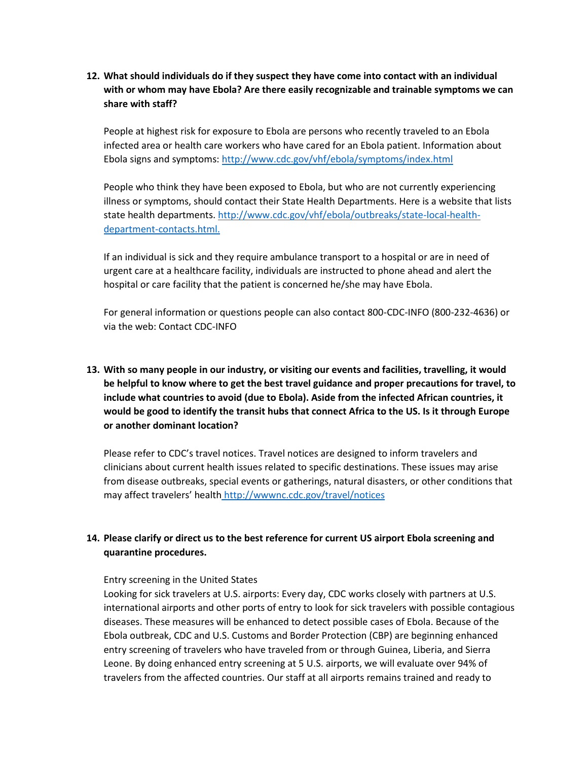**12. What should individuals do if they suspect they have come into contact with an individual with or whom may have Ebola? Are there easily recognizable and trainable symptoms we can share with staff?**

People at highest risk for exposure to Ebola are persons who recently traveled to an Ebola infected area or health care workers who have cared for an Ebola patient. Information about Ebola signs and symptoms: http://www.cdc.gov/vhf/ebola/symptoms/index.html

People who think they have been exposed to Ebola, but who are not currently experiencing illness or symptoms, should contact their State Health Departments. Here is a website that lists state health departments. http://www.cdc.gov/vhf/ebola/outbreaks/state-local-health-department-contacts.html.

If an individual is sick and they require ambulance transport to a hospital or are in need of urgent care at a healthcare facility, individuals are instructed to phone ahead and alert the hospital or care facility that the patient is concerned he/she may have Ebola.

For general information or questions people can also contact 800-CDC-INFO (800-232-4636) or via the web: Contact CDC-INFO

**13. With so many people in our industry, or visiting our events and facilities, travelling, it would be helpful to know where to get the best travel guidance and proper precautions for travel, to include what countries to avoid (due to Ebola). Aside from the infected African countries, it would be good to identify the transit hubs that connect Africa to the US. Is it through Europe or another dominant location?**

Please refer to CDC's travel notices. Travel notices are designed to inform travelers and clinicians about current health issues related to specific destinations. These issues may arise from disease outbreaks, special events or gatherings, natural disasters, or other conditions that may affect travelers' health http://wwwnc.cdc.gov/travel/notices

**14. Please clarify or direct us to the best reference for current US airport Ebola screening and quarantine procedures.**

Entry screening in the United States
Looking for sick travelers at U.S. airports: Every day, CDC works closely with partners at U.S. international airports and other ports of entry to look for sick travelers with possible contagious diseases. These measures will be enhanced to detect possible cases of Ebola. Because of the Ebola outbreak, CDC and U.S. Customs and Border Protection (CBP) are beginning enhanced entry screening of travelers who have traveled from or through Guinea, Liberia, and Sierra Leone. By doing enhanced entry screening at 5 U.S. airports, we will evaluate over 94% of travelers from the affected countries. Our staff at all airports remains trained and ready to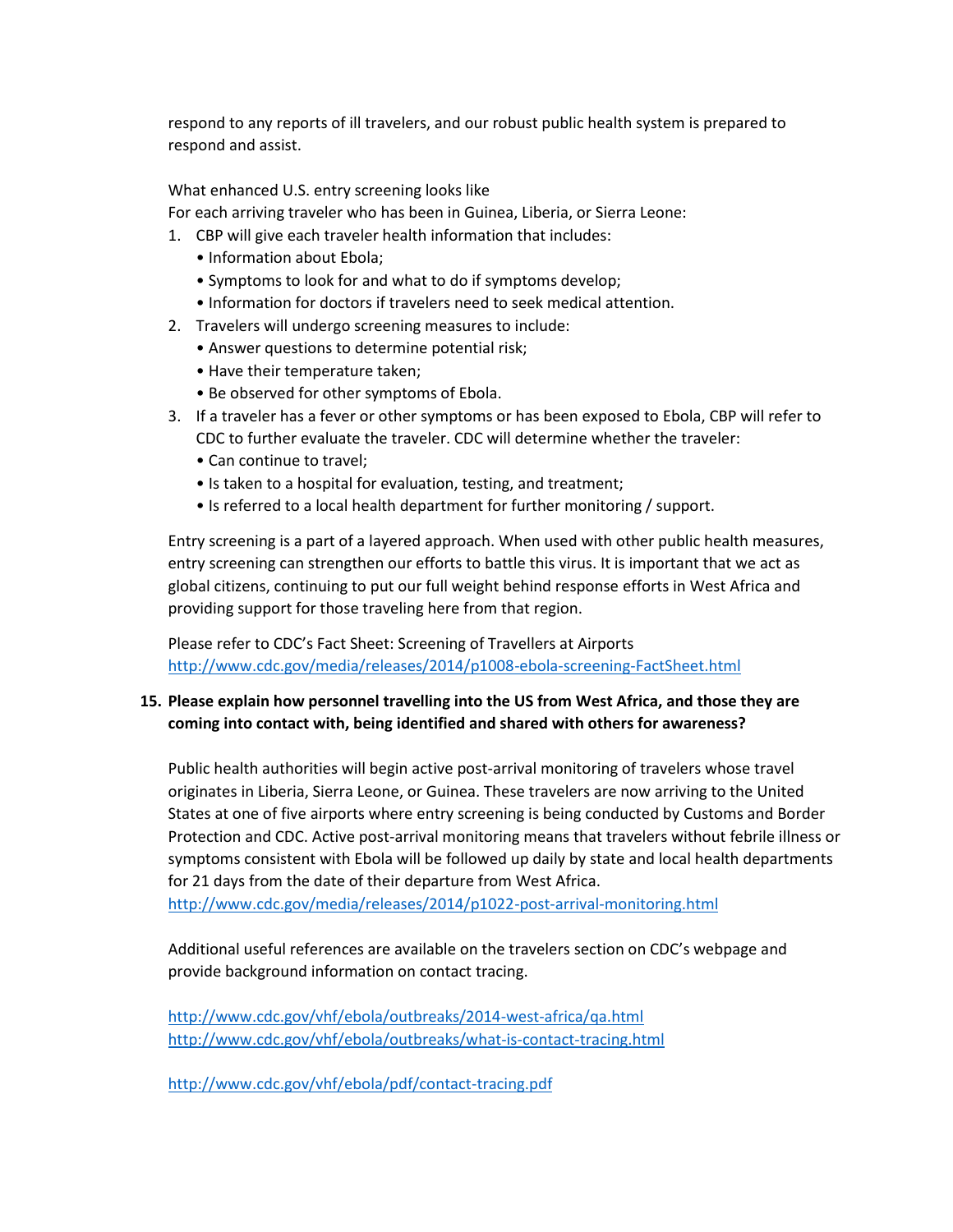respond to any reports of ill travelers, and our robust public health system is prepared to respond and assist.

What enhanced U.S. entry screening looks like
For each arriving traveler who has been in Guinea, Liberia, or Sierra Leone:

1. CBP will give each traveler health information that includes:
   - Information about Ebola;
   - Symptoms to look for and what to do if symptoms develop;
   - Information for doctors if travelers need to seek medical attention.
2. Travelers will undergo screening measures to include:
   - Answer questions to determine potential risk;
   - Have their temperature taken;
   - Be observed for other symptoms of Ebola.
3. If a traveler has a fever or other symptoms or has been exposed to Ebola, CBP will refer to CDC to further evaluate the traveler. CDC will determine whether the traveler:
   - Can continue to travel;
   - Is taken to a hospital for evaluation, testing, and treatment;
   - Is referred to a local health department for further monitoring / support.

Entry screening is a part of a layered approach. When used with other public health measures, entry screening can strengthen our efforts to battle this virus. It is important that we act as global citizens, continuing to put our full weight behind response efforts in West Africa and providing support for those traveling here from that region.

Please refer to CDC's Fact Sheet: Screening of Travellers at Airports
http://www.cdc.gov/media/releases/2014/p1008-ebola-screening-FactSheet.html

**15. Please explain how personnel travelling into the US from West Africa, and those they are coming into contact with, being identified and shared with others for awareness?**

Public health authorities will begin active post-arrival monitoring of travelers whose travel originates in Liberia, Sierra Leone, or Guinea. These travelers are now arriving to the United States at one of five airports where entry screening is being conducted by Customs and Border Protection and CDC. Active post-arrival monitoring means that travelers without febrile illness or symptoms consistent with Ebola will be followed up daily by state and local health departments for 21 days from the date of their departure from West Africa.
http://www.cdc.gov/media/releases/2014/p1022-post-arrival-monitoring.html

Additional useful references are available on the travelers section on CDC's webpage and provide background information on contact tracing.

http://www.cdc.gov/vhf/ebola/outbreaks/2014-west-africa/qa.html
http://www.cdc.gov/vhf/ebola/outbreaks/what-is-contact-tracing.html

http://www.cdc.gov/vhf/ebola/pdf/contact-tracing.pdf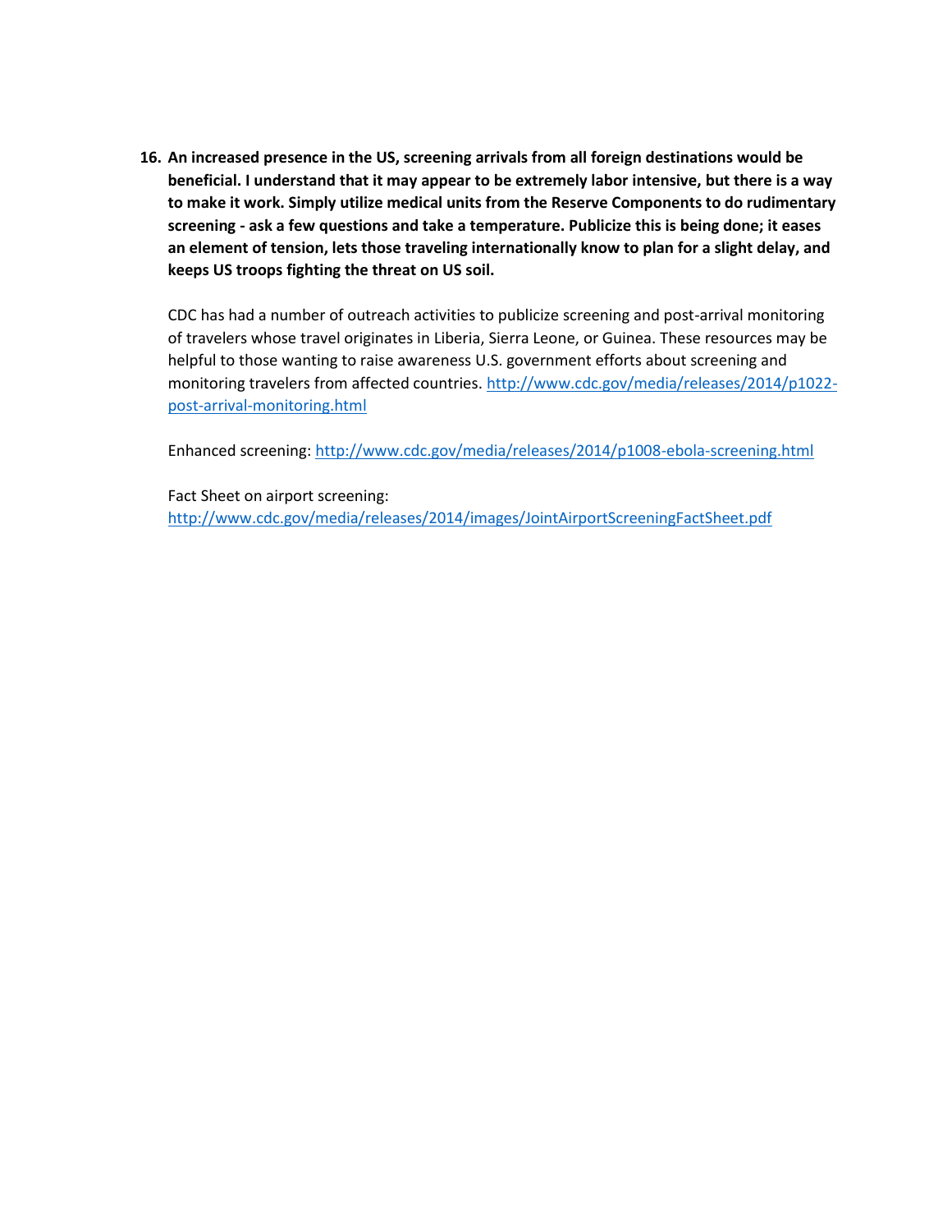16. **An increased presence in the US, screening arrivals from all foreign destinations would be beneficial. I understand that it may appear to be extremely labor intensive, but there is a way to make it work. Simply utilize medical units from the Reserve Components to do rudimentary screening - ask a few questions and take a temperature. Publicize this is being done; it eases an element of tension, lets those traveling internationally know to plan for a slight delay, and keeps US troops fighting the threat on US soil.**

    CDC has had a number of outreach activities to publicize screening and post-arrival monitoring of travelers whose travel originates in Liberia, Sierra Leone, or Guinea. These resources may be helpful to those wanting to raise awareness U.S. government efforts about screening and monitoring travelers from affected countries. [http://www.cdc.gov/media/releases/2014/p1022-post-arrival-monitoring.html](http://www.cdc.gov/media/releases/2014/p1022-post-arrival-monitoring.html)

    Enhanced screening: [http://www.cdc.gov/media/releases/2014/p1008-ebola-screening.html](http://www.cdc.gov/media/releases/2014/p1008-ebola-screening.html)

    Fact Sheet on airport screening: [http://www.cdc.gov/media/releases/2014/images/JointAirportScreeningFactSheet.pdf](http://www.cdc.gov/media/releases/2014/images/JointAirportScreeningFactSheet.pdf)